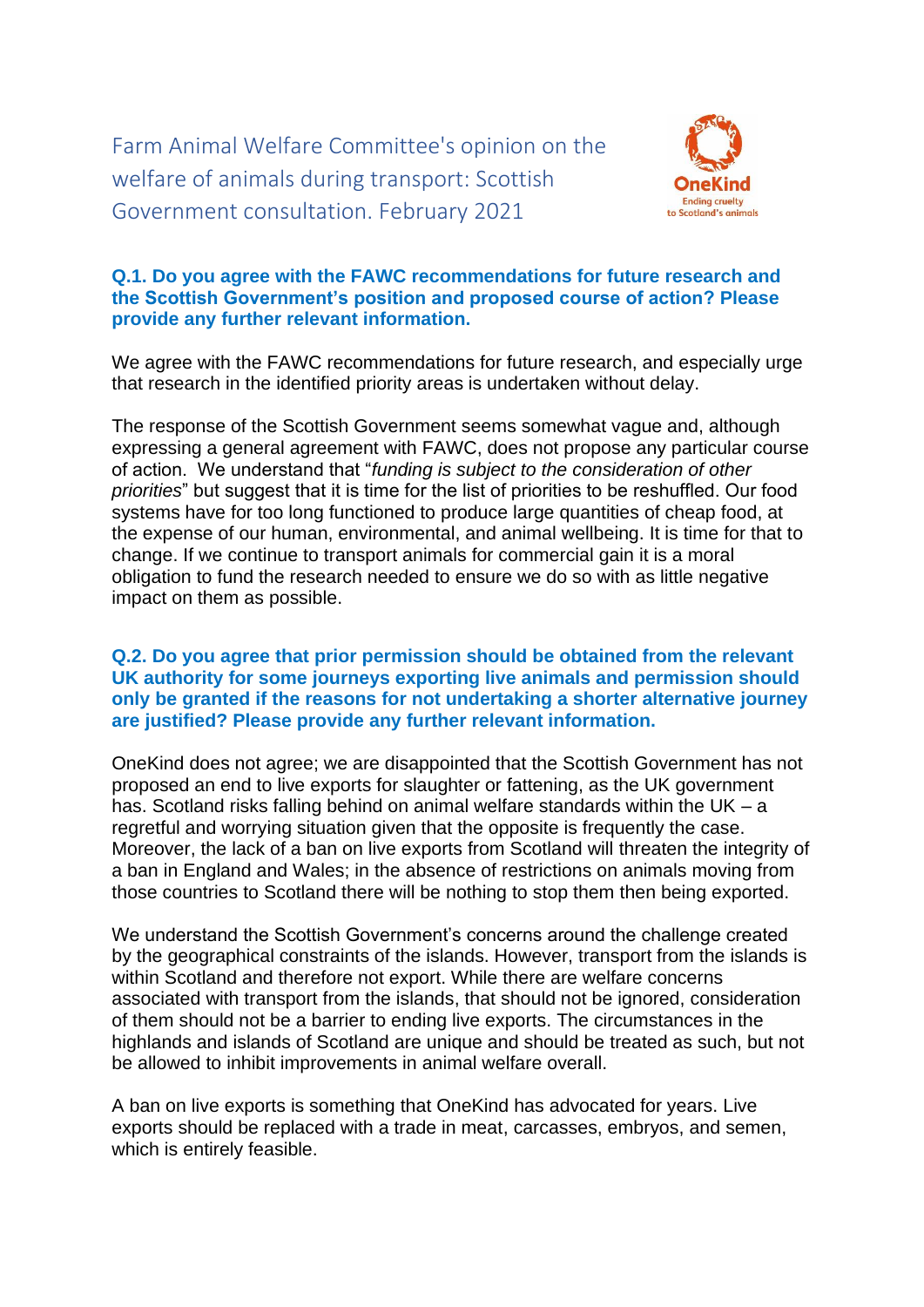# Farm Animal Welfare Committee's opinion on the welfare of animals during transport: Scottish Government consultation. February 2021

OneKind
Ending cruelty to Scotland's animals

### Q.1. Do you agree with the FAWC recommendations for future research and the Scottish Government's position and proposed course of action? Please provide any further relevant information.

We agree with the FAWC recommendations for future research, and especially urge that research in the identified priority areas is undertaken without delay.

The response of the Scottish Government seems somewhat vague and, although expressing a general agreement with FAWC, does not propose any particular course of action. We understand that "*funding is subject to the consideration of other priorities*" but suggest that it is time for the list of priorities to be reshuffled. Our food systems have for too long functioned to produce large quantities of cheap food, at the expense of our human, environmental, and animal wellbeing. It is time for that to change. If we continue to transport animals for commercial gain it is a moral obligation to fund the research needed to ensure we do so with as little negative impact on them as possible.

### Q.2. Do you agree that prior permission should be obtained from the relevant UK authority for some journeys exporting live animals and permission should only be granted if the reasons for not undertaking a shorter alternative journey are justified? Please provide any further relevant information.

OneKind does not agree; we are disappointed that the Scottish Government has not proposed an end to live exports for slaughter or fattening, as the UK government has. Scotland risks falling behind on animal welfare standards within the UK – a regretful and worrying situation given that the opposite is frequently the case. Moreover, the lack of a ban on live exports from Scotland will threaten the integrity of a ban in England and Wales; in the absence of restrictions on animals moving from those countries to Scotland there will be nothing to stop them then being exported.

We understand the Scottish Government's concerns around the challenge created by the geographical constraints of the islands. However, transport from the islands is within Scotland and therefore not export. While there are welfare concerns associated with transport from the islands, that should not be ignored, consideration of them should not be a barrier to ending live exports. The circumstances in the highlands and islands of Scotland are unique and should be treated as such, but not be allowed to inhibit improvements in animal welfare overall.

A ban on live exports is something that OneKind has advocated for years. Live exports should be replaced with a trade in meat, carcasses, embryos, and semen, which is entirely feasible.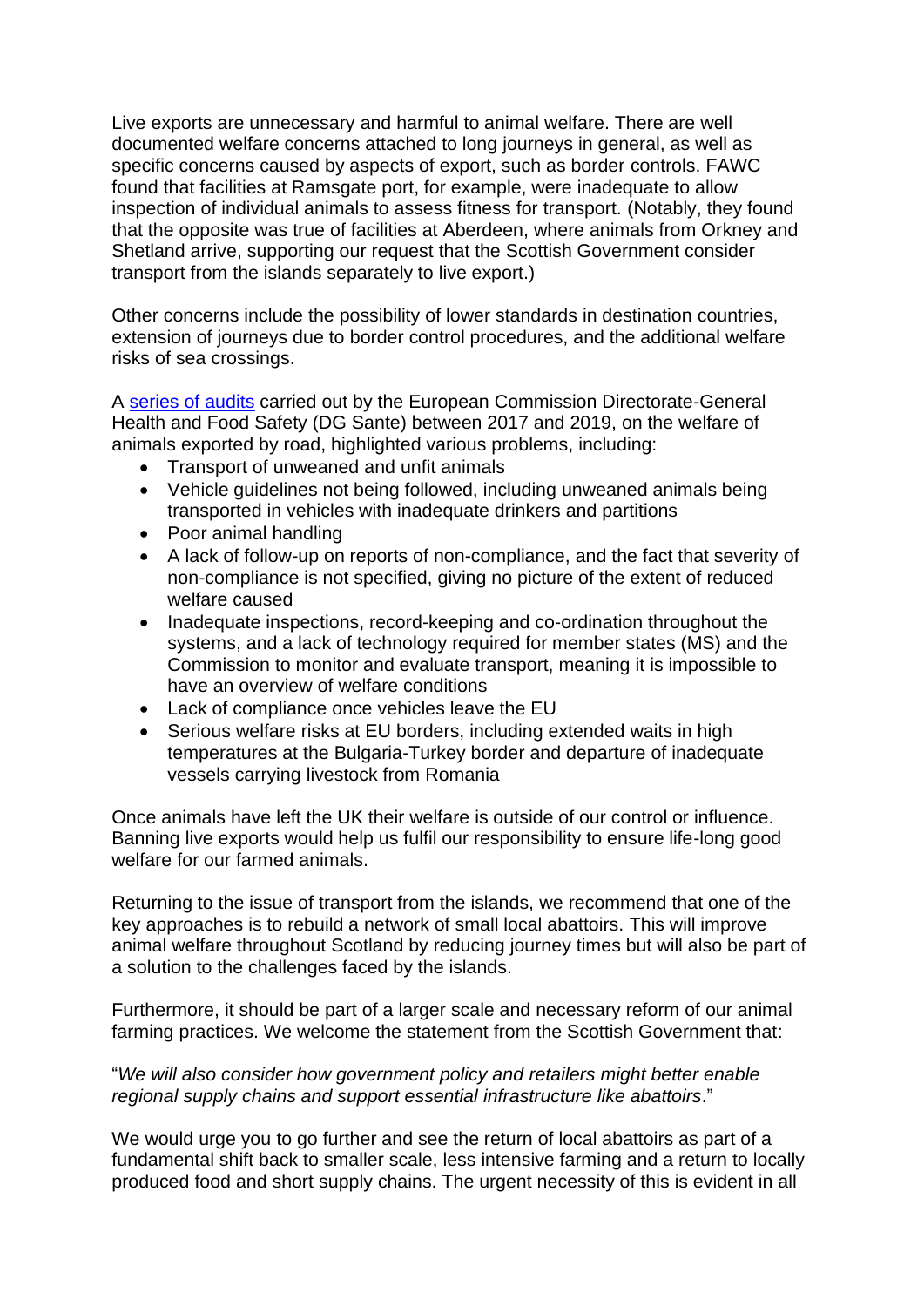Live exports are unnecessary and harmful to animal welfare. There are well documented welfare concerns attached to long journeys in general, as well as specific concerns caused by aspects of export, such as border controls. FAWC found that facilities at Ramsgate port, for example, were inadequate to allow inspection of individual animals to assess fitness for transport. (Notably, they found that the opposite was true of facilities at Aberdeen, where animals from Orkney and Shetland arrive, supporting our request that the Scottish Government consider transport from the islands separately to live export.)

Other concerns include the possibility of lower standards in destination countries, extension of journeys due to border control procedures, and the additional welfare risks of sea crossings.

A series of audits carried out by the European Commission Directorate-General Health and Food Safety (DG Sante) between 2017 and 2019, on the welfare of animals exported by road, highlighted various problems, including:

- Transport of unweaned and unfit animals
- Vehicle guidelines not being followed, including unweaned animals being transported in vehicles with inadequate drinkers and partitions
- Poor animal handling
- A lack of follow-up on reports of non-compliance, and the fact that severity of non-compliance is not specified, giving no picture of the extent of reduced welfare caused
- Inadequate inspections, record-keeping and co-ordination throughout the systems, and a lack of technology required for member states (MS) and the Commission to monitor and evaluate transport, meaning it is impossible to have an overview of welfare conditions
- Lack of compliance once vehicles leave the EU
- Serious welfare risks at EU borders, including extended waits in high temperatures at the Bulgaria-Turkey border and departure of inadequate vessels carrying livestock from Romania

Once animals have left the UK their welfare is outside of our control or influence. Banning live exports would help us fulfil our responsibility to ensure life-long good welfare for our farmed animals.

Returning to the issue of transport from the islands, we recommend that one of the key approaches is to rebuild a network of small local abattoirs. This will improve animal welfare throughout Scotland by reducing journey times but will also be part of a solution to the challenges faced by the islands.

Furthermore, it should be part of a larger scale and necessary reform of our animal farming practices. We welcome the statement from the Scottish Government that:

"*We will also consider how government policy and retailers might better enable regional supply chains and support essential infrastructure like abattoirs*."

We would urge you to go further and see the return of local abattoirs as part of a fundamental shift back to smaller scale, less intensive farming and a return to locally produced food and short supply chains. The urgent necessity of this is evident in all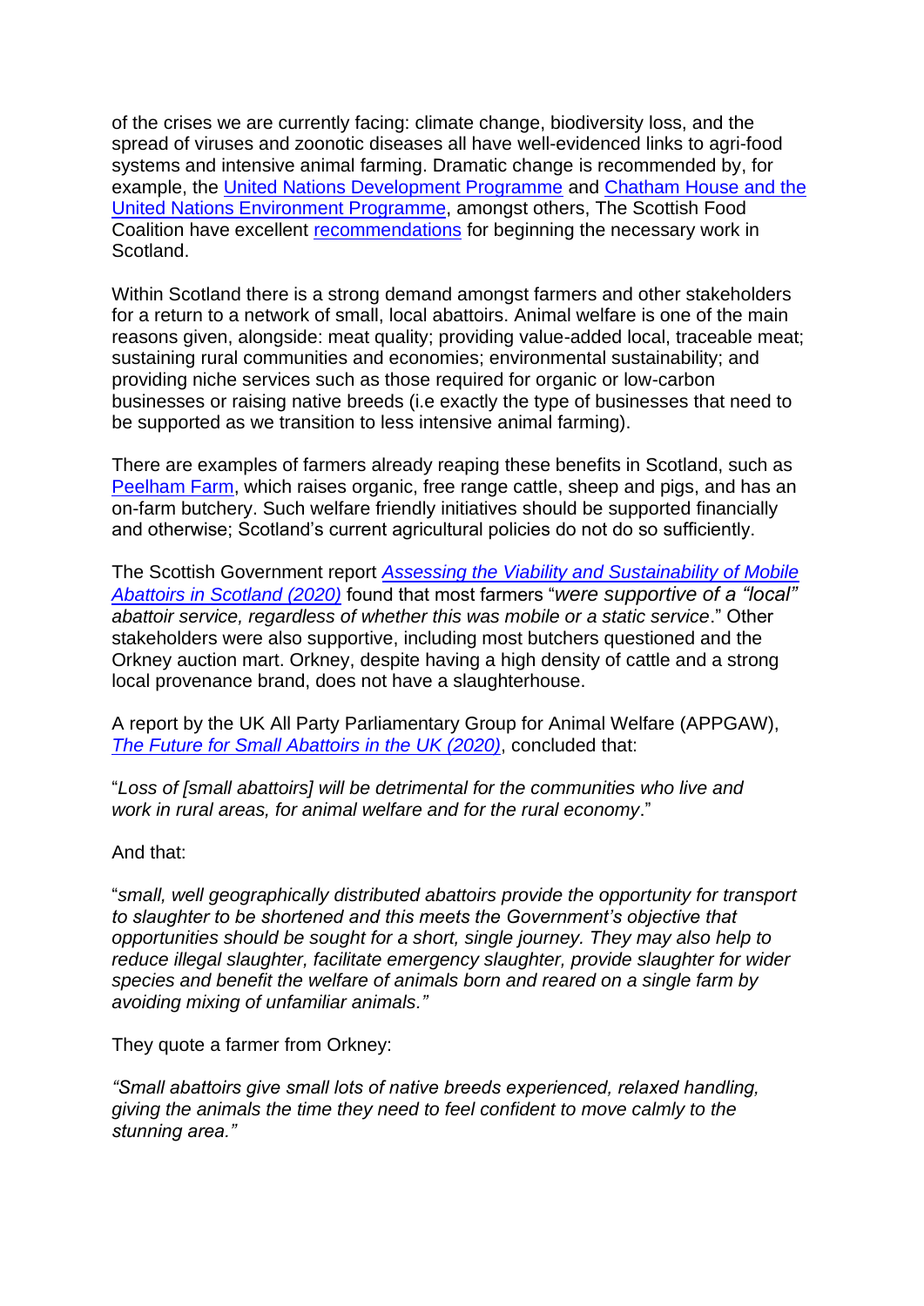of the crises we are currently facing: climate change, biodiversity loss, and the spread of viruses and zoonotic diseases all have well-evidenced links to agri-food systems and intensive animal farming. Dramatic change is recommended by, for example, the United Nations Development Programme and Chatham House and the United Nations Environment Programme, amongst others, The Scottish Food Coalition have excellent recommendations for beginning the necessary work in Scotland.

Within Scotland there is a strong demand amongst farmers and other stakeholders for a return to a network of small, local abattoirs. Animal welfare is one of the main reasons given, alongside: meat quality; providing value-added local, traceable meat; sustaining rural communities and economies; environmental sustainability; and providing niche services such as those required for organic or low-carbon businesses or raising native breeds (i.e exactly the type of businesses that need to be supported as we transition to less intensive animal farming).

There are examples of farmers already reaping these benefits in Scotland, such as Peelham Farm, which raises organic, free range cattle, sheep and pigs, and has an on-farm butchery. Such welfare friendly initiatives should be supported financially and otherwise; Scotland's current agricultural policies do not do so sufficiently.

The Scottish Government report *Assessing the Viability and Sustainability of Mobile Abattoirs in Scotland (2020)* found that most farmers "*were supportive of a "local" abattoir service, regardless of whether this was mobile or a static service*." Other stakeholders were also supportive, including most butchers questioned and the Orkney auction mart. Orkney, despite having a high density of cattle and a strong local provenance brand, does not have a slaughterhouse.

A report by the UK All Party Parliamentary Group for Animal Welfare (APPGAW), *The Future for Small Abattoirs in the UK (2020)*, concluded that:

"*Loss of [small abattoirs] will be detrimental for the communities who live and work in rural areas, for animal welfare and for the rural economy*."

And that:

"*small, well geographically distributed abattoirs provide the opportunity for transport to slaughter to be shortened and this meets the Government's objective that opportunities should be sought for a short, single journey. They may also help to reduce illegal slaughter, facilitate emergency slaughter, provide slaughter for wider species and benefit the welfare of animals born and reared on a single farm by avoiding mixing of unfamiliar animals."*

They quote a farmer from Orkney:

*"Small abattoirs give small lots of native breeds experienced, relaxed handling, giving the animals the time they need to feel confident to move calmly to the stunning area."*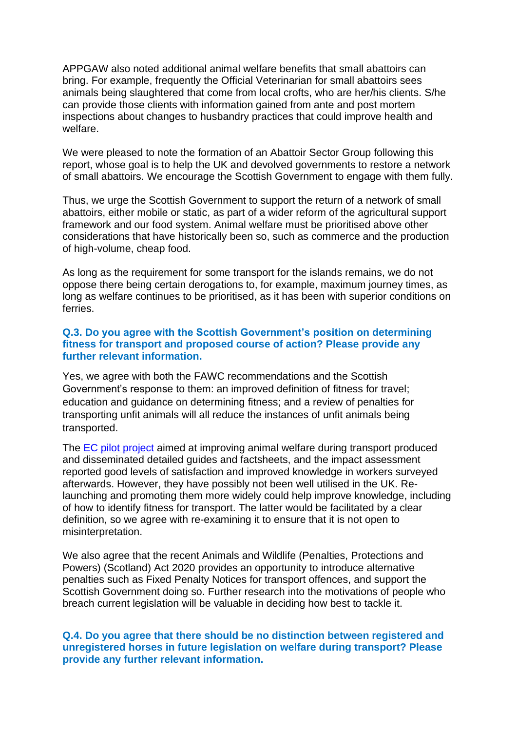APPGAW also noted additional animal welfare benefits that small abattoirs can bring. For example, frequently the Official Veterinarian for small abattoirs sees animals being slaughtered that come from local crofts, who are her/his clients. S/he can provide those clients with information gained from ante and post mortem inspections about changes to husbandry practices that could improve health and welfare.

We were pleased to note the formation of an Abattoir Sector Group following this report, whose goal is to help the UK and devolved governments to restore a network of small abattoirs. We encourage the Scottish Government to engage with them fully.

Thus, we urge the Scottish Government to support the return of a network of small abattoirs, either mobile or static, as part of a wider reform of the agricultural support framework and our food system. Animal welfare must be prioritised above other considerations that have historically been so, such as commerce and the production of high-volume, cheap food.

As long as the requirement for some transport for the islands remains, we do not oppose there being certain derogations to, for example, maximum journey times, as long as welfare continues to be prioritised, as it has been with superior conditions on ferries.

### Q.3. Do you agree with the Scottish Government's position on determining fitness for transport and proposed course of action? Please provide any further relevant information.

Yes, we agree with both the FAWC recommendations and the Scottish Government's response to them: an improved definition of fitness for travel; education and guidance on determining fitness; and a review of penalties for transporting unfit animals will all reduce the instances of unfit animals being transported.

The EC pilot project aimed at improving animal welfare during transport produced and disseminated detailed guides and factsheets, and the impact assessment reported good levels of satisfaction and improved knowledge in workers surveyed afterwards. However, they have possibly not been well utilised in the UK. Re-launching and promoting them more widely could help improve knowledge, including of how to identify fitness for transport. The latter would be facilitated by a clear definition, so we agree with re-examining it to ensure that it is not open to misinterpretation.

We also agree that the recent Animals and Wildlife (Penalties, Protections and Powers) (Scotland) Act 2020 provides an opportunity to introduce alternative penalties such as Fixed Penalty Notices for transport offences, and support the Scottish Government doing so. Further research into the motivations of people who breach current legislation will be valuable in deciding how best to tackle it.

### Q.4. Do you agree that there should be no distinction between registered and unregistered horses in future legislation on welfare during transport? Please provide any further relevant information.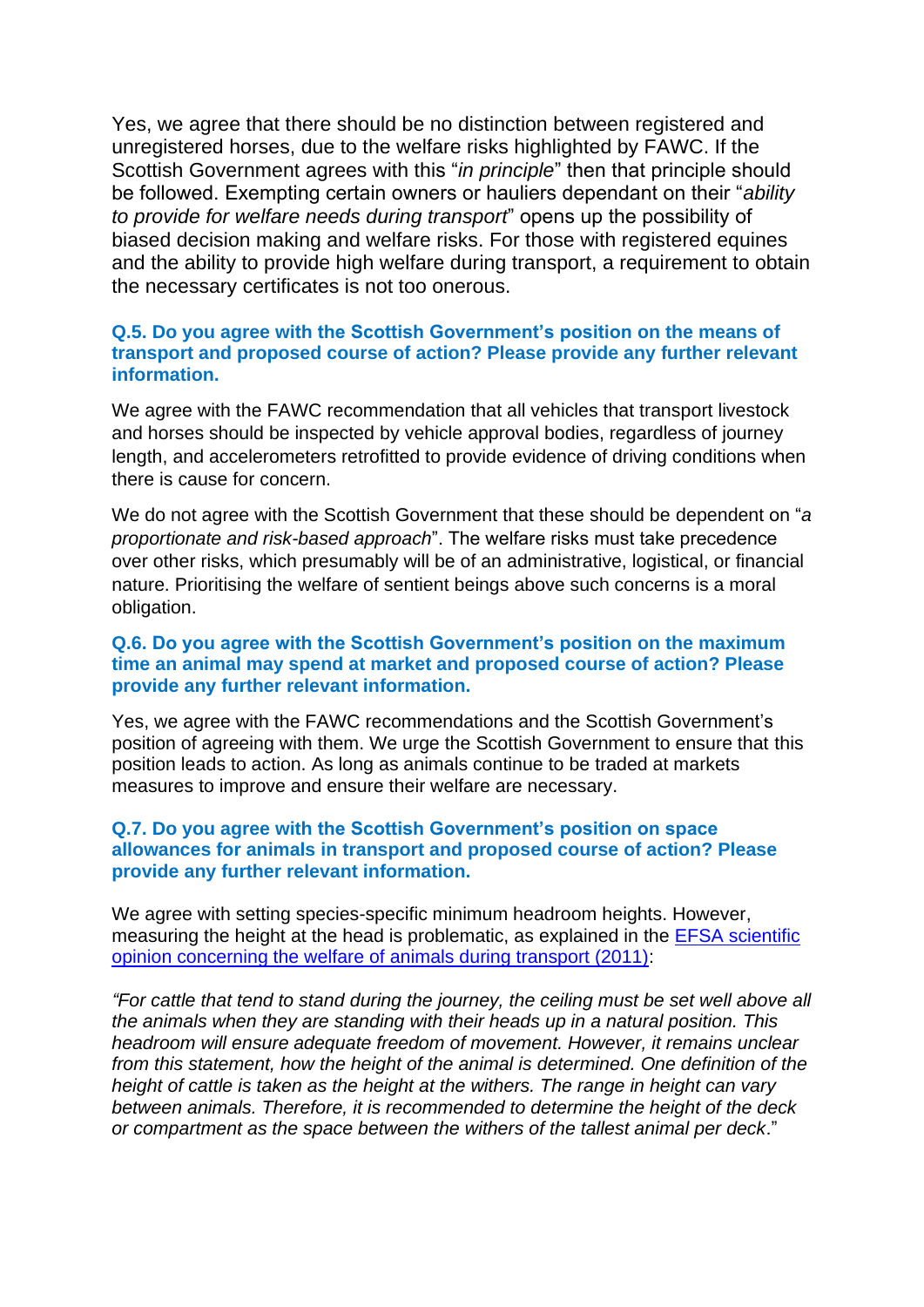Yes, we agree that there should be no distinction between registered and unregistered horses, due to the welfare risks highlighted by FAWC. If the Scottish Government agrees with this "*in principle*" then that principle should be followed. Exempting certain owners or hauliers dependant on their "*ability to provide for welfare needs during transport*" opens up the possibility of biased decision making and welfare risks. For those with registered equines and the ability to provide high welfare during transport, a requirement to obtain the necessary certificates is not too onerous.

### Q.5. Do you agree with the Scottish Government's position on the means of transport and proposed course of action? Please provide any further relevant information.

We agree with the FAWC recommendation that all vehicles that transport livestock and horses should be inspected by vehicle approval bodies, regardless of journey length, and accelerometers retrofitted to provide evidence of driving conditions when there is cause for concern.

We do not agree with the Scottish Government that these should be dependent on "*a proportionate and risk-based approach*". The welfare risks must take precedence over other risks, which presumably will be of an administrative, logistical, or financial nature. Prioritising the welfare of sentient beings above such concerns is a moral obligation.

### Q.6. Do you agree with the Scottish Government's position on the maximum time an animal may spend at market and proposed course of action? Please provide any further relevant information.

Yes, we agree with the FAWC recommendations and the Scottish Government's position of agreeing with them. We urge the Scottish Government to ensure that this position leads to action. As long as animals continue to be traded at markets measures to improve and ensure their welfare are necessary.

### Q.7. Do you agree with the Scottish Government's position on space allowances for animals in transport and proposed course of action? Please provide any further relevant information.

We agree with setting species-specific minimum headroom heights. However, measuring the height at the head is problematic, as explained in the EFSA scientific opinion concerning the welfare of animals during transport (2011):

*"For cattle that tend to stand during the journey, the ceiling must be set well above all the animals when they are standing with their heads up in a natural position. This headroom will ensure adequate freedom of movement. However, it remains unclear from this statement, how the height of the animal is determined. One definition of the height of cattle is taken as the height at the withers. The range in height can vary between animals. Therefore, it is recommended to determine the height of the deck or compartment as the space between the withers of the tallest animal per deck*."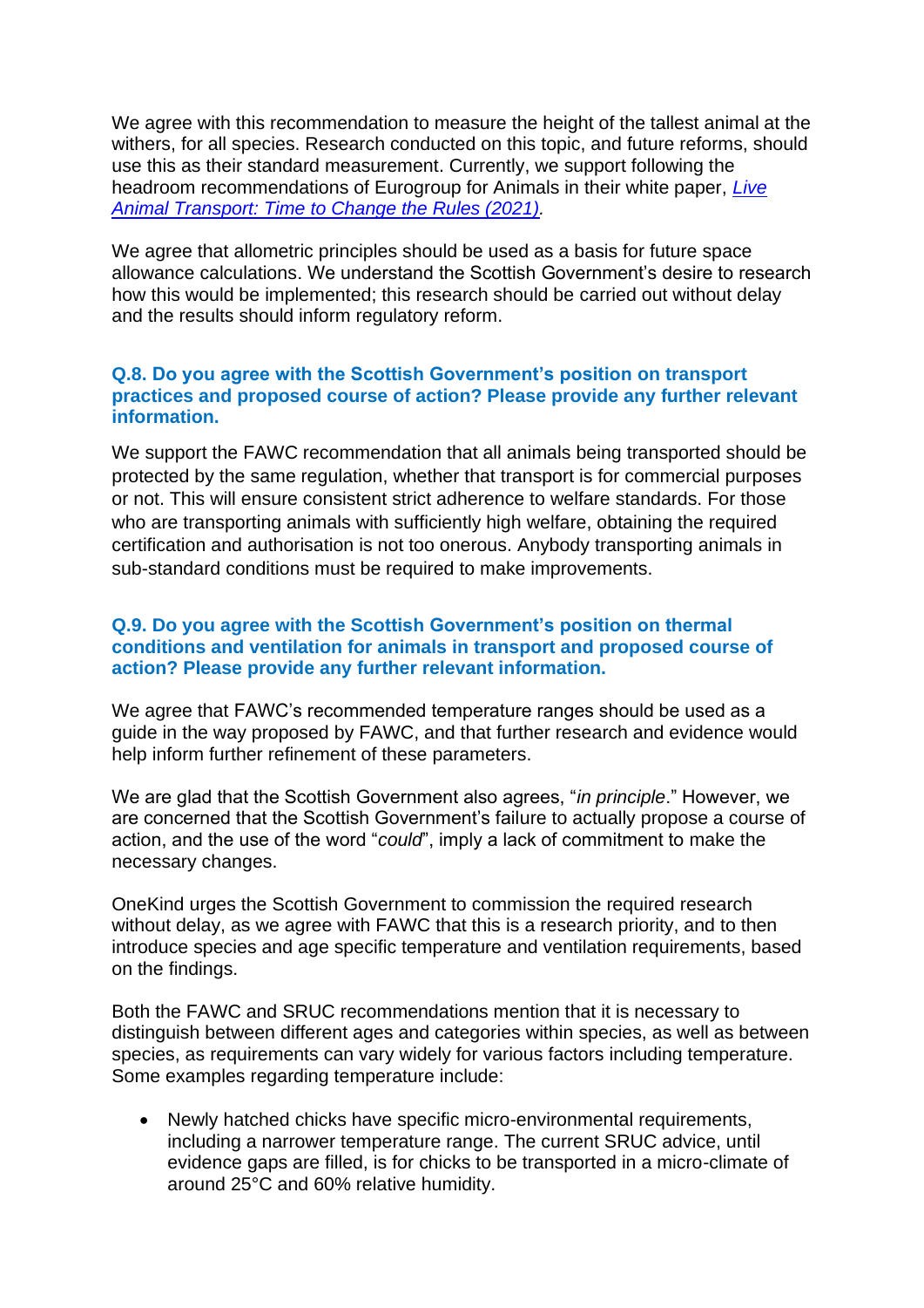We agree with this recommendation to measure the height of the tallest animal at the withers, for all species. Research conducted on this topic, and future reforms, should use this as their standard measurement. Currently, we support following the headroom recommendations of Eurogroup for Animals in their white paper, [*Live Animal Transport: Time to Change the Rules (2021)*].

We agree that allometric principles should be used as a basis for future space allowance calculations. We understand the Scottish Government's desire to research how this would be implemented; this research should be carried out without delay and the results should inform regulatory reform.

### Q.8. Do you agree with the Scottish Government's position on transport practices and proposed course of action? Please provide any further relevant information.

We support the FAWC recommendation that all animals being transported should be protected by the same regulation, whether that transport is for commercial purposes or not. This will ensure consistent strict adherence to welfare standards. For those who are transporting animals with sufficiently high welfare, obtaining the required certification and authorisation is not too onerous. Anybody transporting animals in sub-standard conditions must be required to make improvements.

### Q.9. Do you agree with the Scottish Government's position on thermal conditions and ventilation for animals in transport and proposed course of action? Please provide any further relevant information.

We agree that FAWC's recommended temperature ranges should be used as a guide in the way proposed by FAWC, and that further research and evidence would help inform further refinement of these parameters.

We are glad that the Scottish Government also agrees, "*in principle*." However, we are concerned that the Scottish Government's failure to actually propose a course of action, and the use of the word "*could*", imply a lack of commitment to make the necessary changes.

OneKind urges the Scottish Government to commission the required research without delay, as we agree with FAWC that this is a research priority, and to then introduce species and age specific temperature and ventilation requirements, based on the findings.

Both the FAWC and SRUC recommendations mention that it is necessary to distinguish between different ages and categories within species, as well as between species, as requirements can vary widely for various factors including temperature. Some examples regarding temperature include:

- Newly hatched chicks have specific micro-environmental requirements, including a narrower temperature range. The current SRUC advice, until evidence gaps are filled, is for chicks to be transported in a micro-climate of around 25°C and 60% relative humidity.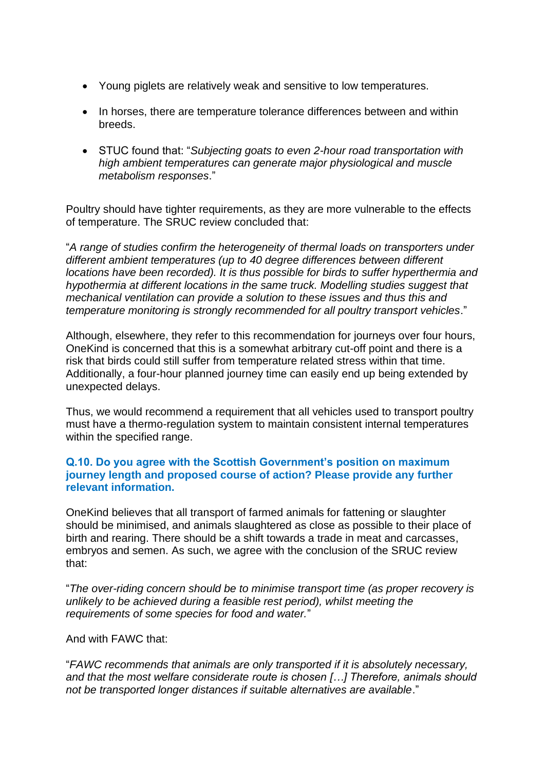- Young piglets are relatively weak and sensitive to low temperatures.
- In horses, there are temperature tolerance differences between and within breeds.
- STUC found that: "*Subjecting goats to even 2-hour road transportation with high ambient temperatures can generate major physiological and muscle metabolism responses*."

Poultry should have tighter requirements, as they are more vulnerable to the effects of temperature. The SRUC review concluded that:

"*A range of studies confirm the heterogeneity of thermal loads on transporters under different ambient temperatures (up to 40 degree differences between different locations have been recorded). It is thus possible for birds to suffer hyperthermia and hypothermia at different locations in the same truck. Modelling studies suggest that mechanical ventilation can provide a solution to these issues and thus this and temperature monitoring is strongly recommended for all poultry transport vehicles*."

Although, elsewhere, they refer to this recommendation for journeys over four hours, OneKind is concerned that this is a somewhat arbitrary cut-off point and there is a risk that birds could still suffer from temperature related stress within that time. Additionally, a four-hour planned journey time can easily end up being extended by unexpected delays.

Thus, we would recommend a requirement that all vehicles used to transport poultry must have a thermo-regulation system to maintain consistent internal temperatures within the specified range.

### Q.10. Do you agree with the Scottish Government's position on maximum journey length and proposed course of action? Please provide any further relevant information.

OneKind believes that all transport of farmed animals for fattening or slaughter should be minimised, and animals slaughtered as close as possible to their place of birth and rearing. There should be a shift towards a trade in meat and carcasses, embryos and semen. As such, we agree with the conclusion of the SRUC review that:

"*The over-riding concern should be to minimise transport time (as proper recovery is unlikely to be achieved during a feasible rest period), whilst meeting the requirements of some species for food and water.*"

And with FAWC that:

"*FAWC recommends that animals are only transported if it is absolutely necessary, and that the most welfare considerate route is chosen […] Therefore, animals should not be transported longer distances if suitable alternatives are available*."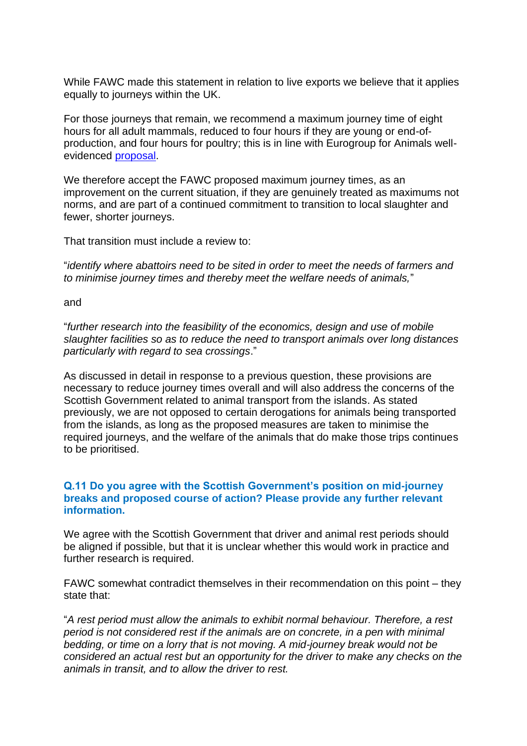While FAWC made this statement in relation to live exports we believe that it applies equally to journeys within the UK.

For those journeys that remain, we recommend a maximum journey time of eight hours for all adult mammals, reduced to four hours if they are young or end-of-production, and four hours for poultry; this is in line with Eurogroup for Animals well-evidenced [proposal](#).

We therefore accept the FAWC proposed maximum journey times, as an improvement on the current situation, if they are genuinely treated as maximums not norms, and are part of a continued commitment to transition to local slaughter and fewer, shorter journeys.

That transition must include a review to:

"*identify where abattoirs need to be sited in order to meet the needs of farmers and to minimise journey times and thereby meet the welfare needs of animals,*"

and

"*further research into the feasibility of the economics, design and use of mobile slaughter facilities so as to reduce the need to transport animals over long distances particularly with regard to sea crossings*."

As discussed in detail in response to a previous question, these provisions are necessary to reduce journey times overall and will also address the concerns of the Scottish Government related to animal transport from the islands. As stated previously, we are not opposed to certain derogations for animals being transported from the islands, as long as the proposed measures are taken to minimise the required journeys, and the welfare of the animals that do make those trips continues to be prioritised.

### Q.11 Do you agree with the Scottish Government's position on mid-journey breaks and proposed course of action? Please provide any further relevant information.

We agree with the Scottish Government that driver and animal rest periods should be aligned if possible, but that it is unclear whether this would work in practice and further research is required.

FAWC somewhat contradict themselves in their recommendation on this point – they state that:

"*A rest period must allow the animals to exhibit normal behaviour. Therefore, a rest period is not considered rest if the animals are on concrete, in a pen with minimal bedding, or time on a lorry that is not moving. A mid-journey break would not be considered an actual rest but an opportunity for the driver to make any checks on the animals in transit, and to allow the driver to rest.*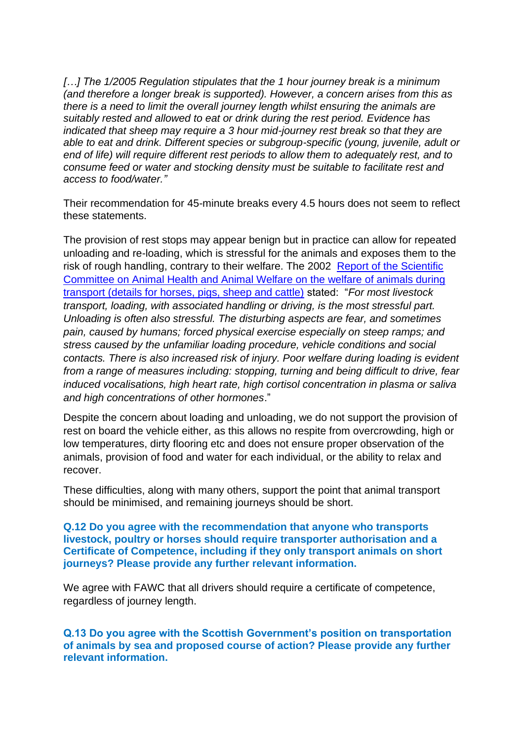*[…] The 1/2005 Regulation stipulates that the 1 hour journey break is a minimum (and therefore a longer break is supported). However, a concern arises from this as there is a need to limit the overall journey length whilst ensuring the animals are suitably rested and allowed to eat or drink during the rest period. Evidence has indicated that sheep may require a 3 hour mid-journey rest break so that they are able to eat and drink. Different species or subgroup-specific (young, juvenile, adult or end of life) will require different rest periods to allow them to adequately rest, and to consume feed or water and stocking density must be suitable to facilitate rest and access to food/water."*

Their recommendation for 45-minute breaks every 4.5 hours does not seem to reflect these statements.

The provision of rest stops may appear benign but in practice can allow for repeated unloading and re-loading, which is stressful for the animals and exposes them to the risk of rough handling, contrary to their welfare. The 2002 [Report of the Scientific Committee on Animal Health and Animal Welfare on the welfare of animals during transport (details for horses, pigs, sheep and cattle)](#) stated: "*For most livestock transport, loading, with associated handling or driving, is the most stressful part. Unloading is often also stressful. The disturbing aspects are fear, and sometimes pain, caused by humans; forced physical exercise especially on steep ramps; and stress caused by the unfamiliar loading procedure, vehicle conditions and social contacts. There is also increased risk of injury. Poor welfare during loading is evident from a range of measures including: stopping, turning and being difficult to drive, fear induced vocalisations, high heart rate, high cortisol concentration in plasma or saliva and high concentrations of other hormones*."

Despite the concern about loading and unloading, we do not support the provision of rest on board the vehicle either, as this allows no respite from overcrowding, high or low temperatures, dirty flooring etc and does not ensure proper observation of the animals, provision of food and water for each individual, or the ability to relax and recover.

These difficulties, along with many others, support the point that animal transport should be minimised, and remaining journeys should be short.

**Q.12 Do you agree with the recommendation that anyone who transports livestock, poultry or horses should require transporter authorisation and a Certificate of Competence, including if they only transport animals on short journeys? Please provide any further relevant information.**

We agree with FAWC that all drivers should require a certificate of competence, regardless of journey length.

**Q.13 Do you agree with the Scottish Government's position on transportation of animals by sea and proposed course of action? Please provide any further relevant information.**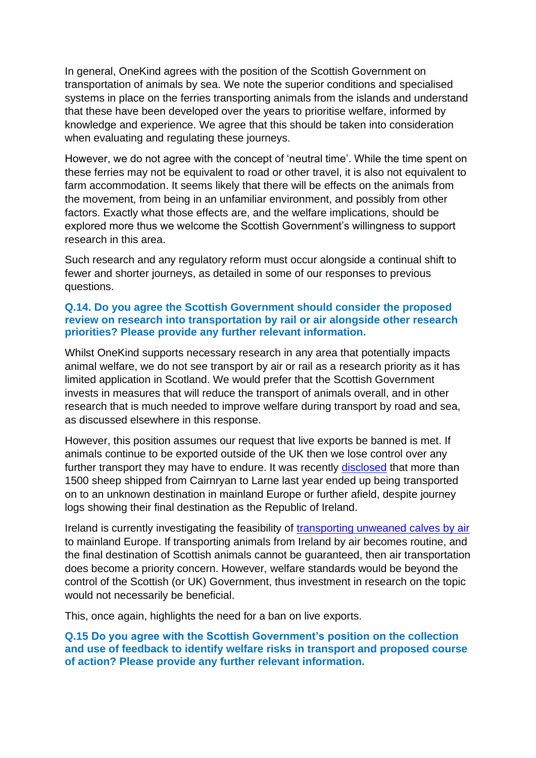In general, OneKind agrees with the position of the Scottish Government on transportation of animals by sea. We note the superior conditions and specialised systems in place on the ferries transporting animals from the islands and understand that these have been developed over the years to prioritise welfare, informed by knowledge and experience. We agree that this should be taken into consideration when evaluating and regulating these journeys.

However, we do not agree with the concept of 'neutral time'. While the time spent on these ferries may not be equivalent to road or other travel, it is also not equivalent to farm accommodation. It seems likely that there will be effects on the animals from the movement, from being in an unfamiliar environment, and possibly from other factors. Exactly what those effects are, and the welfare implications, should be explored more thus we welcome the Scottish Government's willingness to support research in this area.

Such research and any regulatory reform must occur alongside a continual shift to fewer and shorter journeys, as detailed in some of our responses to previous questions.

**Q.14. Do you agree the Scottish Government should consider the proposed review on research into transportation by rail or air alongside other research priorities? Please provide any further relevant information.**

Whilst OneKind supports necessary research in any area that potentially impacts animal welfare, we do not see transport by air or rail as a research priority as it has limited application in Scotland. We would prefer that the Scottish Government invests in measures that will reduce the transport of animals overall, and in other research that is much needed to improve welfare during transport by road and sea, as discussed elsewhere in this response.

However, this position assumes our request that live exports be banned is met. If animals continue to be exported outside of the UK then we lose control over any further transport they may have to endure. It was recently disclosed that more than 1500 sheep shipped from Cairnryan to Larne last year ended up being transported on to an unknown destination in mainland Europe or further afield, despite journey logs showing their final destination as the Republic of Ireland.

Ireland is currently investigating the feasibility of transporting unweaned calves by air to mainland Europe. If transporting animals from Ireland by air becomes routine, and the final destination of Scottish animals cannot be guaranteed, then air transportation does become a priority concern. However, welfare standards would be beyond the control of the Scottish (or UK) Government, thus investment in research on the topic would not necessarily be beneficial.

This, once again, highlights the need for a ban on live exports.

**Q.15 Do you agree with the Scottish Government's position on the collection and use of feedback to identify welfare risks in transport and proposed course of action? Please provide any further relevant information.**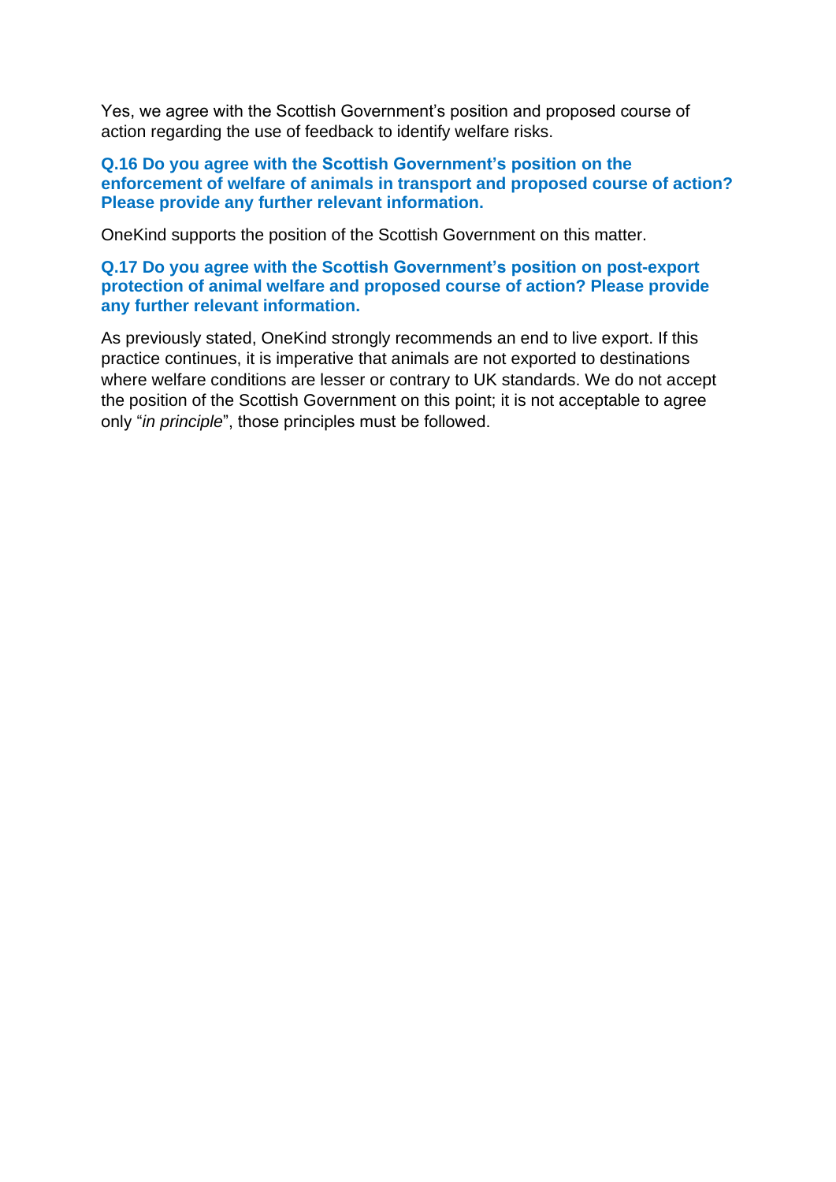Yes, we agree with the Scottish Government's position and proposed course of action regarding the use of feedback to identify welfare risks.

**Q.16 Do you agree with the Scottish Government's position on the enforcement of welfare of animals in transport and proposed course of action? Please provide any further relevant information.**

OneKind supports the position of the Scottish Government on this matter.

**Q.17 Do you agree with the Scottish Government's position on post-export protection of animal welfare and proposed course of action? Please provide any further relevant information.**

As previously stated, OneKind strongly recommends an end to live export. If this practice continues, it is imperative that animals are not exported to destinations where welfare conditions are lesser or contrary to UK standards. We do not accept the position of the Scottish Government on this point; it is not acceptable to agree only "*in principle*", those principles must be followed.